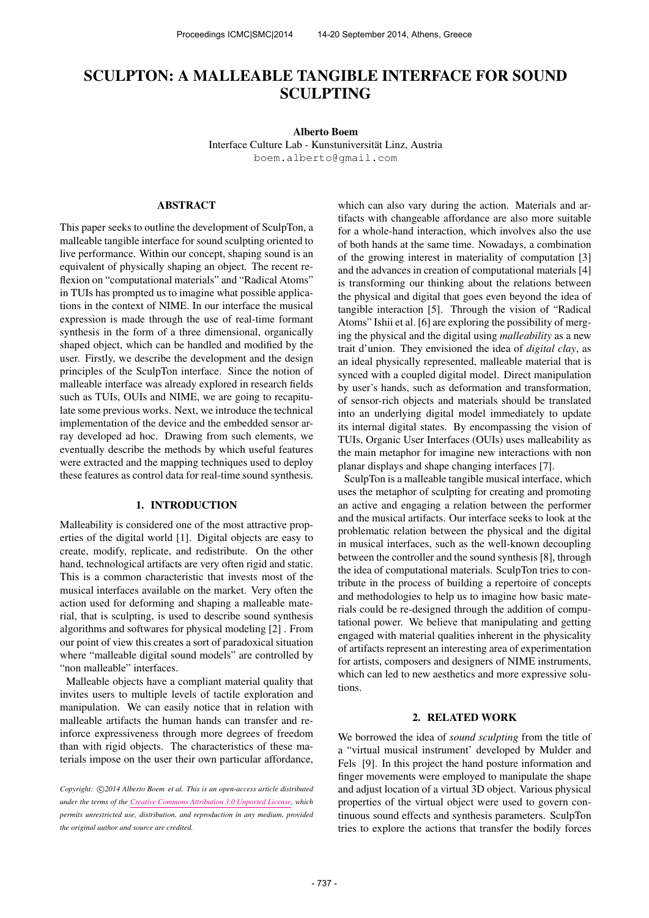# SCULPTON: A MALLEABLE TANGIBLE INTERFACE FOR SOUND SCULPTING

**Alberto Boem**
Interface Culture Lab - Kunstuniversität Linz, Austria
boem.alberto@gmail.com

## ABSTRACT

This paper seeks to outline the development of SculpTon, a malleable tangible interface for sound sculpting oriented to live performance. Within our concept, shaping sound is an equivalent of physically shaping an object. The recent reflexion on "computational materials" and "Radical Atoms" in TUIs has prompted us to imagine what possible applications in the context of NIME. In our interface the musical expression is made through the use of real-time formant synthesis in the form of a three dimensional, organically shaped object, which can be handled and modified by the user. Firstly, we describe the development and the design principles of the SculpTon interface. Since the notion of malleable interface was already explored in research fields such as TUIs, OUIs and NIME, we are going to recapitulate some previous works. Next, we introduce the technical implementation of the device and the embedded sensor array developed ad hoc. Drawing from such elements, we eventually describe the methods by which useful features were extracted and the mapping techniques used to deploy these features as control data for real-time sound synthesis.

## 1. INTRODUCTION

Malleability is considered one of the most attractive properties of the digital world [1]. Digital objects are easy to create, modify, replicate, and redistribute. On the other hand, technological artifacts are very often rigid and static. This is a common characteristic that invests most of the musical interfaces available on the market. Very often the action used for deforming and shaping a malleable material, that is sculpting, is used to describe sound synthesis algorithms and softwares for physical modeling [2] . From our point of view this creates a sort of paradoxical situation where "malleable digital sound models" are controlled by "non malleable" interfaces.

Malleable objects have a compliant material quality that invites users to multiple levels of tactile exploration and manipulation. We can easily notice that in relation with malleable artifacts the human hands can transfer and reinforce expressiveness through more degrees of freedom than with rigid objects. The characteristics of these materials impose on the user their own particular affordance, which can also vary during the action. Materials and artifacts with changeable affordance are also more suitable for a whole-hand interaction, which involves also the use of both hands at the same time. Nowadays, a combination of the growing interest in materiality of computation [3] and the advances in creation of computational materials [4] is transforming our thinking about the relations between the physical and digital that goes even beyond the idea of tangible interaction [5]. Through the vision of "Radical Atoms" Ishii et al. [6] are exploring the possibility of merging the physical and the digital using *malleability* as a new trait d'union. They envisioned the idea of *digital clay*, as an ideal physically represented, malleable material that is synced with a coupled digital model. Direct manipulation by user's hands, such as deformation and transformation, of sensor-rich objects and materials should be translated into an underlying digital model immediately to update its internal digital states. By encompassing the vision of TUIs, Organic User Interfaces (OUIs) uses malleability as the main metaphor for imagine new interactions with non planar displays and shape changing interfaces [7].

SculpTon is a malleable tangible musical interface, which uses the metaphor of sculpting for creating and promoting an active and engaging a relation between the performer and the musical artifacts. Our interface seeks to look at the problematic relation between the physical and the digital in musical interfaces, such as the well-known decoupling between the controller and the sound synthesis [8], through the idea of computational materials. SculpTon tries to contribute in the process of building a repertoire of concepts and methodologies to help us to imagine how basic materials could be re-designed through the addition of computational power. We believe that manipulating and getting engaged with material qualities inherent in the physicality of artifacts represent an interesting area of experimentation for artists, composers and designers of NIME instruments, which can led to new aesthetics and more expressive solutions.

## 2. RELATED WORK

We borrowed the idea of *sound sculpting* from the title of a "virtual musical instrument' developed by Mulder and Fels [9]. In this project the hand posture information and finger movements were employed to manipulate the shape and adjust location of a virtual 3D object. Various physical properties of the virtual object were used to govern continuous sound effects and synthesis parameters. SculpTon tries to explore the actions that transfer the bodily forces

*Copyright: ©2014 Alberto Boem et al. This is an open-access article distributed under the terms of the Creative Commons Attribution 3.0 Unported License, which permits unrestricted use, distribution, and reproduction in any medium, provided the original author and source are credited.*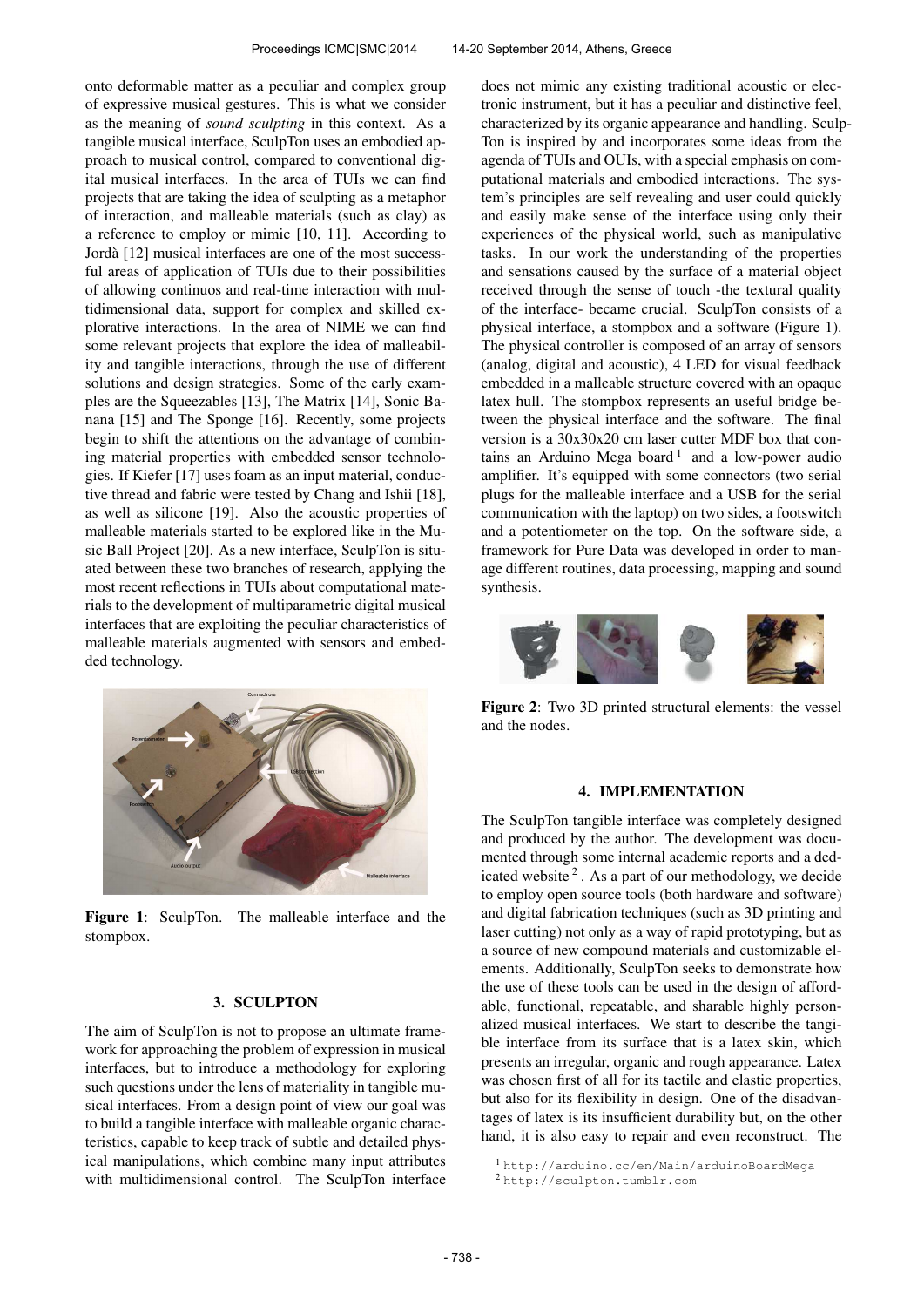onto deformable matter as a peculiar and complex group of expressive musical gestures. This is what we consider as the meaning of *sound sculpting* in this context. As a tangible musical interface, SculpTon uses an embodied approach to musical control, compared to conventional digital musical interfaces. In the area of TUIs we can find projects that are taking the idea of sculpting as a metaphor of interaction, and malleable materials (such as clay) as a reference to employ or mimic [10, 11]. According to Jordà [12] musical interfaces are one of the most successful areas of application of TUIs due to their possibilities of allowing continuos and real-time interaction with multidimensional data, support for complex and skilled explorative interactions. In the area of NIME we can find some relevant projects that explore the idea of malleability and tangible interactions, through the use of different solutions and design strategies. Some of the early examples are the Squeezables [13], The Matrix [14], Sonic Banana [15] and The Sponge [16]. Recently, some projects begin to shift the attentions on the advantage of combining material properties with embedded sensor technologies. If Kiefer [17] uses foam as an input material, conductive thread and fabric were tested by Chang and Ishii [18], as well as silicone [19]. Also the acoustic properties of malleable materials started to be explored like in the Music Ball Project [20]. As a new interface, SculpTon is situated between these two branches of research, applying the most recent reflections in TUIs about computational materials to the development of multiparametric digital musical interfaces that are exploiting the peculiar characteristics of malleable materials augmented with sensors and embedded technology.

**Figure 1**: SculpTon. The malleable interface and the stompbox.

## 3. SCULPTON

The aim of SculpTon is not to propose an ultimate framework for approaching the problem of expression in musical interfaces, but to introduce a methodology for exploring such questions under the lens of materiality in tangible musical interfaces. From a design point of view our goal was to build a tangible interface with malleable organic characteristics, capable to keep track of subtle and detailed physical manipulations, which combine many input attributes with multidimensional control. The SculpTon interface does not mimic any existing traditional acoustic or electronic instrument, but it has a peculiar and distinctive feel, characterized by its organic appearance and handling. SculpTon is inspired by and incorporates some ideas from the agenda of TUIs and OUIs, with a special emphasis on computational materials and embodied interactions. The system's principles are self revealing and user could quickly and easily make sense of the interface using only their experiences of the physical world, such as manipulative tasks. In our work the understanding of the properties and sensations caused by the surface of a material object received through the sense of touch -the textural quality of the interface- became crucial. SculpTon consists of a physical interface, a stompbox and a software (Figure 1). The physical controller is composed of an array of sensors (analog, digital and acoustic), 4 LED for visual feedback embedded in a malleable structure covered with an opaque latex hull. The stompbox represents an useful bridge between the physical interface and the software. The final version is a 30x30x20 cm laser cutter MDF box that contains an Arduino Mega board [1] and a low-power audio amplifier. It's equipped with some connectors (two serial plugs for the malleable interface and a USB for the serial communication with the laptop) on two sides, a footswitch and a potentiometer on the top. On the software side, a framework for Pure Data was developed in order to manage different routines, data processing, mapping and sound synthesis.

**Figure 2**: Two 3D printed structural elements: the vessel and the nodes.

## 4. IMPLEMENTATION

The SculpTon tangible interface was completely designed and produced by the author. The development was documented through some internal academic reports and a dedicated website [2]. As a part of our methodology, we decide to employ open source tools (both hardware and software) and digital fabrication techniques (such as 3D printing and laser cutting) not only as a way of rapid prototyping, but as a source of new compound materials and customizable elements. Additionally, SculpTon seeks to demonstrate how the use of these tools can be used in the design of affordable, functional, repeatable, and sharable highly personalized musical interfaces. We start to describe the tangible interface from its surface that is a latex skin, which presents an irregular, organic and rough appearance. Latex was chosen first of all for its tactile and elastic properties, but also for its flexibility in design. One of the disadvantages of latex is its insufficient durability but, on the other hand, it is also easy to repair and even reconstruct. The

[1] http://arduino.cc/en/Main/arduinoBoardMega

[2] http://sculpton.tumblr.com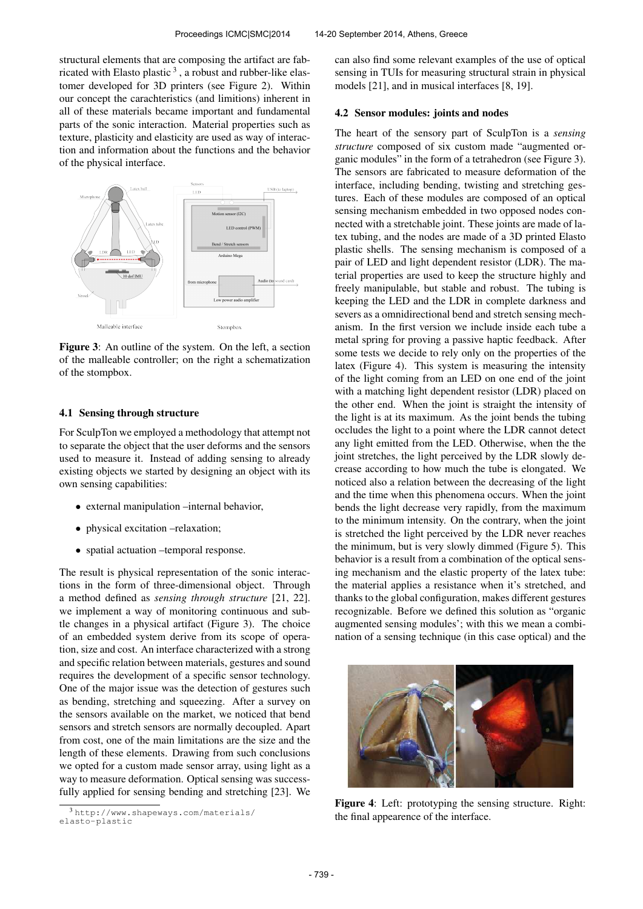structural elements that are composing the artifact are fabricated with Elasto plastic [3], a robust and rubber-like elastomer developed for 3D printers (see Figure 2). Within our concept the carachteristics (and limitions) inherent in all of these materials became important and fundamental parts of the sonic interaction. Material properties such as texture, plasticity and elasticity are used as way of interaction and information about the functions and the behavior of the physical interface.

**Figure 3**: An outline of the system. On the left, a section of the malleable controller; on the right a schematization of the stompbox.

### 4.1 Sensing through structure

For SculpTon we employed a methodology that attempt not to separate the object that the user deforms and the sensors used to measure it. Instead of adding sensing to already existing objects we started by designing an object with its own sensing capabilities:

- external manipulation –internal behavior,
- physical excitation –relaxation;
- spatial actuation –temporal response.

The result is physical representation of the sonic interactions in the form of three-dimensional object. Through a method defined as *sensing through structure* [21, 22]. we implement a way of monitoring continuous and subtle changes in a physical artifact (Figure 3). The choice of an embedded system derive from its scope of operation, size and cost. An interface characterized with a strong and specific relation between materials, gestures and sound requires the development of a specific sensor technology. One of the major issue was the detection of gestures such as bending, stretching and squeezing. After a survey on the sensors available on the market, we noticed that bend sensors and stretch sensors are normally decoupled. Apart from cost, one of the main limitations are the size and the length of these elements. Drawing from such conclusions we opted for a custom made sensor array, using light as a way to measure deformation. Optical sensing was successfully applied for sensing bending and stretching [23]. We can also find some relevant examples of the use of optical sensing in TUIs for measuring structural strain in physical models [21], and in musical interfaces [8, 19].

### 4.2 Sensor modules: joints and nodes

The heart of the sensory part of SculpTon is a *sensing structure* composed of six custom made "augmented organic modules" in the form of a tetrahedron (see Figure 3). The sensors are fabricated to measure deformation of the interface, including bending, twisting and stretching gestures. Each of these modules are composed of an optical sensing mechanism embedded in two opposed nodes connected with a stretchable joint. These joints are made of latex tubing, and the nodes are made of a 3D printed Elasto plastic shells. The sensing mechanism is composed of a pair of LED and light dependent resistor (LDR). The material properties are used to keep the structure highly and freely manipulable, but stable and robust. The tubing is keeping the LED and the LDR in complete darkness and severs as a omnidirectional bend and stretch sensing mechanism. In the first version we include inside each tube a metal spring for proving a passive haptic feedback. After some tests we decide to rely only on the properties of the latex (Figure 4). This system is measuring the intensity of the light coming from an LED on one end of the joint with a matching light dependent resistor (LDR) placed on the other end. When the joint is straight the intensity of the light is at its maximum. As the joint bends the tubing occludes the light to a point where the LDR cannot detect any light emitted from the LED. Otherwise, when the the joint stretches, the light perceived by the LDR slowly decrease according to how much the tube is elongated. We noticed also a relation between the decreasing of the light and the time when this phenomena occurs. When the joint bends the light decrease very rapidly, from the maximum to the minimum intensity. On the contrary, when the joint is stretched the light perceived by the LDR never reaches the minimum, but is very slowly dimmed (Figure 5). This behavior is a result from a combination of the optical sensing mechanism and the elastic property of the latex tube: the material applies a resistance when it's stretched, and thanks to the global configuration, makes different gestures recognizable. Before we defined this solution as "organic augmented sensing modules'; with this we mean a combination of a sensing technique (in this case optical) and the

**Figure 4**: Left: prototyping the sensing structure. Right: the final appearence of the interface.

[3] http://www.shapeways.com/materials/elasto-plastic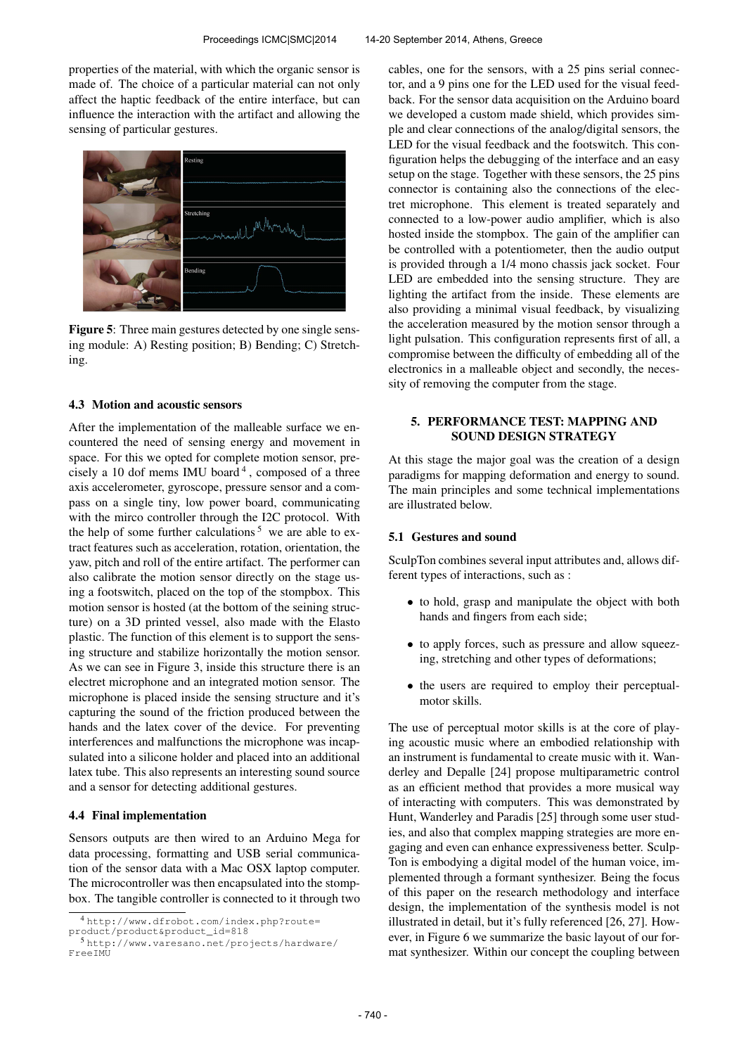properties of the material, with which the organic sensor is made of. The choice of a particular material can not only affect the haptic feedback of the entire interface, but can influence the interaction with the artifact and allowing the sensing of particular gestures.

**Figure 5**: Three main gestures detected by one single sensing module: A) Resting position; B) Bending; C) Stretching.

### 4.3 Motion and acoustic sensors

After the implementation of the malleable surface we encountered the need of sensing energy and movement in space. For this we opted for complete motion sensor, precisely a 10 dof mems IMU board [4], composed of a three axis accelerometer, gyroscope, pressure sensor and a compass on a single tiny, low power board, communicating with the mirco controller through the I2C protocol. With the help of some further calculations [5] we are able to extract features such as acceleration, rotation, orientation, the yaw, pitch and roll of the entire artifact. The performer can also calibrate the motion sensor directly on the stage using a footswitch, placed on the top of the stompbox. This motion sensor is hosted (at the bottom of the seining structure) on a 3D printed vessel, also made with the Elasto plastic. The function of this element is to support the sensing structure and stabilize horizontally the motion sensor. As we can see in Figure 3, inside this structure there is an electret microphone and an integrated motion sensor. The microphone is placed inside the sensing structure and it's capturing the sound of the friction produced between the hands and the latex cover of the device. For preventing interferences and malfunctions the microphone was incapsulated into a silicone holder and placed into an additional latex tube. This also represents an interesting sound source and a sensor for detecting additional gestures.

### 4.4 Final implementation

Sensors outputs are then wired to an Arduino Mega for data processing, formatting and USB serial communication of the sensor data with a Mac OSX laptop computer. The microcontroller was then encapsulated into the stompbox. The tangible controller is connected to it through two cables, one for the sensors, with a 25 pins serial connector, and a 9 pins one for the LED used for the visual feedback. For the sensor data acquisition on the Arduino board we developed a custom made shield, which provides simple and clear connections of the analog/digital sensors, the LED for the visual feedback and the footswitch. This configuration helps the debugging of the interface and an easy setup on the stage. Together with these sensors, the 25 pins connector is containing also the connections of the electret microphone. This element is treated separately and connected to a low-power audio amplifier, which is also hosted inside the stompbox. The gain of the amplifier can be controlled with a potentiometer, then the audio output is provided through a 1/4 mono chassis jack socket. Four LED are embedded into the sensing structure. They are lighting the artifact from the inside. These elements are also providing a minimal visual feedback, by visualizing the acceleration measured by the motion sensor through a light pulsation. This configuration represents first of all, a compromise between the difficulty of embedding all of the electronics in a malleable object and secondly, the necessity of removing the computer from the stage.

[4] http://www.dfrobot.com/index.php?route=product/product&product_id=818

[5] http://www.varesano.net/projects/hardware/FreeIMU

## 5. PERFORMANCE TEST: MAPPING AND SOUND DESIGN STRATEGY

At this stage the major goal was the creation of a design paradigms for mapping deformation and energy to sound. The main principles and some technical implementations are illustrated below.

### 5.1 Gestures and sound

SculpTon combines several input attributes and, allows different types of interactions, such as :

- to hold, grasp and manipulate the object with both hands and fingers from each side;
- to apply forces, such as pressure and allow squeezing, stretching and other types of deformations;
- the users are required to employ their perceptual-motor skills.

The use of perceptual motor skills is at the core of playing acoustic music where an embodied relationship with an instrument is fundamental to create music with it. Wanderley and Depalle [24] propose multiparametric control as an efficient method that provides a more musical way of interacting with computers. This was demonstrated by Hunt, Wanderley and Paradis [25] through some user studies, and also that complex mapping strategies are more engaging and even can enhance expressiveness better. SculpTon is embodying a digital model of the human voice, implemented through a formant synthesizer. Being the focus of this paper on the research methodology and interface design, the implementation of the synthesis model is not illustrated in detail, but it's fully referenced [26, 27]. However, in Figure 6 we summarize the basic layout of our format synthesizer. Within our concept the coupling between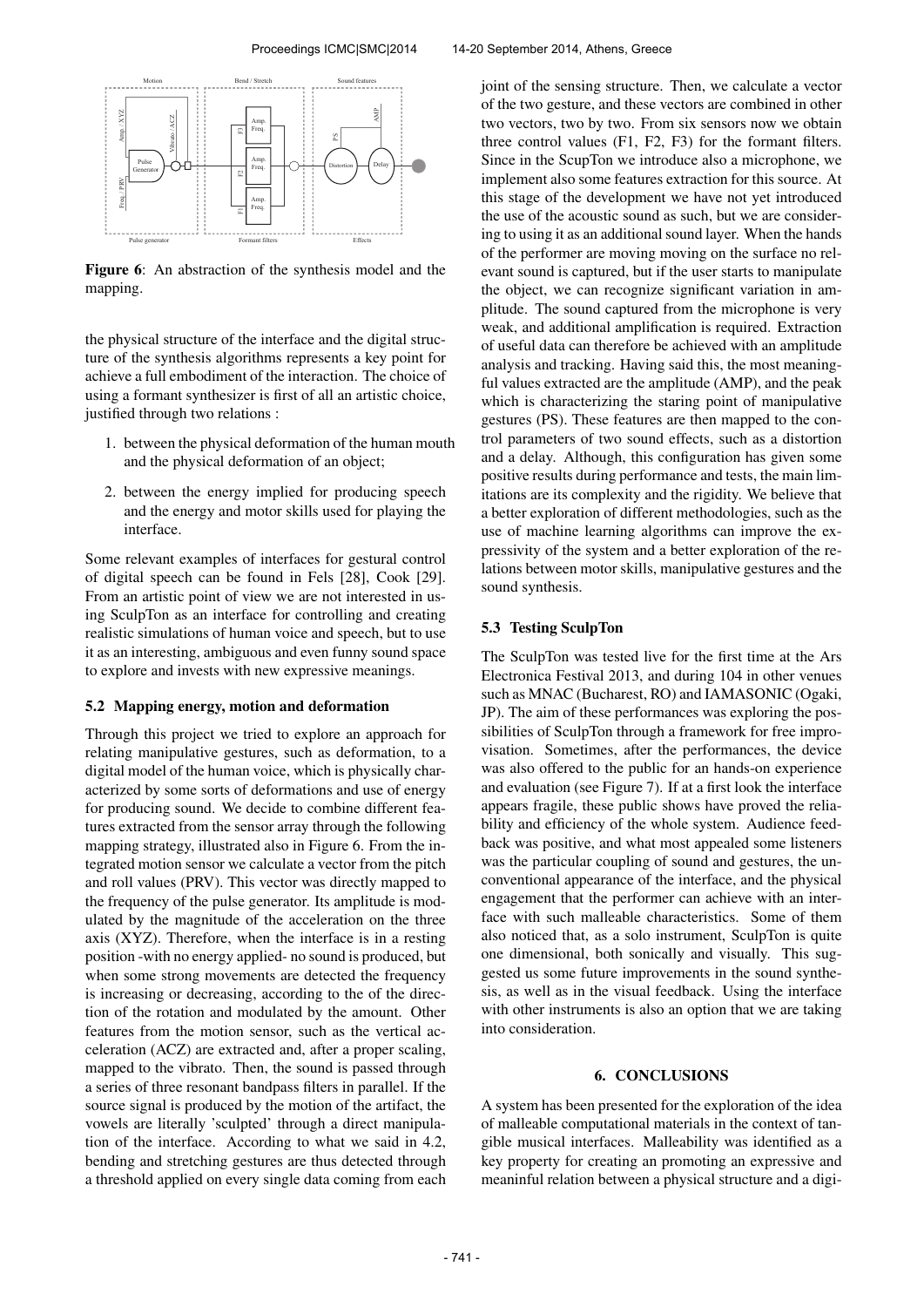Figure 6: An abstraction of the synthesis model and the mapping.

the physical structure of the interface and the digital structure of the synthesis algorithms represents a key point for achieve a full embodiment of the interaction. The choice of using a formant synthesizer is first of all an artistic choice, justified through two relations :

1. between the physical deformation of the human mouth and the physical deformation of an object;
2. between the energy implied for producing speech and the energy and motor skills used for playing the interface.

Some relevant examples of interfaces for gestural control of digital speech can be found in Fels [28], Cook [29]. From an artistic point of view we are not interested in using SculpTon as an interface for controlling and creating realistic simulations of human voice and speech, but to use it as an interesting, ambiguous and even funny sound space to explore and invests with new expressive meanings.

### 5.2 Mapping energy, motion and deformation

Through this project we tried to explore an approach for relating manipulative gestures, such as deformation, to a digital model of the human voice, which is physically characterized by some sorts of deformations and use of energy for producing sound. We decide to combine different features extracted from the sensor array through the following mapping strategy, illustrated also in Figure 6. From the integrated motion sensor we calculate a vector from the pitch and roll values (PRV). This vector was directly mapped to the frequency of the pulse generator. Its amplitude is modulated by the magnitude of the acceleration on the three axis (XYZ). Therefore, when the interface is in a resting position -with no energy applied- no sound is produced, but when some strong movements are detected the frequency is increasing or decreasing, according to the of the direction of the rotation and modulated by the amount. Other features from the motion sensor, such as the vertical acceleration (ACZ) are extracted and, after a proper scaling, mapped to the vibrato. Then, the sound is passed through a series of three resonant bandpass filters in parallel. If the source signal is produced by the motion of the artifact, the vowels are literally 'sculpted' through a direct manipulation of the interface. According to what we said in 4.2, bending and stretching gestures are thus detected through a threshold applied on every single data coming from each joint of the sensing structure. Then, we calculate a vector of the two gesture, and these vectors are combined in other two vectors, two by two. From six sensors now we obtain three control values (F1, F2, F3) for the formant filters. Since in the ScupTon we introduce also a microphone, we implement also some features extraction for this source. At this stage of the development we have not yet introduced the use of the acoustic sound as such, but we are considering to using it as an additional sound layer. When the hands of the performer are moving moving on the surface no relevant sound is captured, but if the user starts to manipulate the object, we can recognize significant variation in amplitude. The sound captured from the microphone is very weak, and additional amplification is required. Extraction of useful data can therefore be achieved with an amplitude analysis and tracking. Having said this, the most meaningful values extracted are the amplitude (AMP), and the peak which is characterizing the staring point of manipulative gestures (PS). These features are then mapped to the control parameters of two sound effects, such as a distortion and a delay. Although, this configuration has given some positive results during performance and tests, the main limitations are its complexity and the rigidity. We believe that a better exploration of different methodologies, such as the use of machine learning algorithms can improve the expressivity of the system and a better exploration of the relations between motor skills, manipulative gestures and the sound synthesis.

### 5.3 Testing SculpTon

The SculpTon was tested live for the first time at the Ars Electronica Festival 2013, and during 104 in other venues such as MNAC (Bucharest, RO) and IAMASONIC (Ogaki, JP). The aim of these performances was exploring the possibilities of SculpTon through a framework for free improvisation. Sometimes, after the performances, the device was also offered to the public for an hands-on experience and evaluation (see Figure 7). If at a first look the interface appears fragile, these public shows have proved the reliability and efficiency of the whole system. Audience feedback was positive, and what most appealed some listeners was the particular coupling of sound and gestures, the unconventional appearance of the interface, and the physical engagement that the performer can achieve with an interface with such malleable characteristics. Some of them also noticed that, as a solo instrument, SculpTon is quite one dimensional, both sonically and visually. This suggested us some future improvements in the sound synthesis, as well as in the visual feedback. Using the interface with other instruments is also an option that we are taking into consideration.

## 6. CONCLUSIONS

A system has been presented for the exploration of the idea of malleable computational materials in the context of tangible musical interfaces. Malleability was identified as a key property for creating an promoting an expressive and meaninful relation between a physical structure and a digi-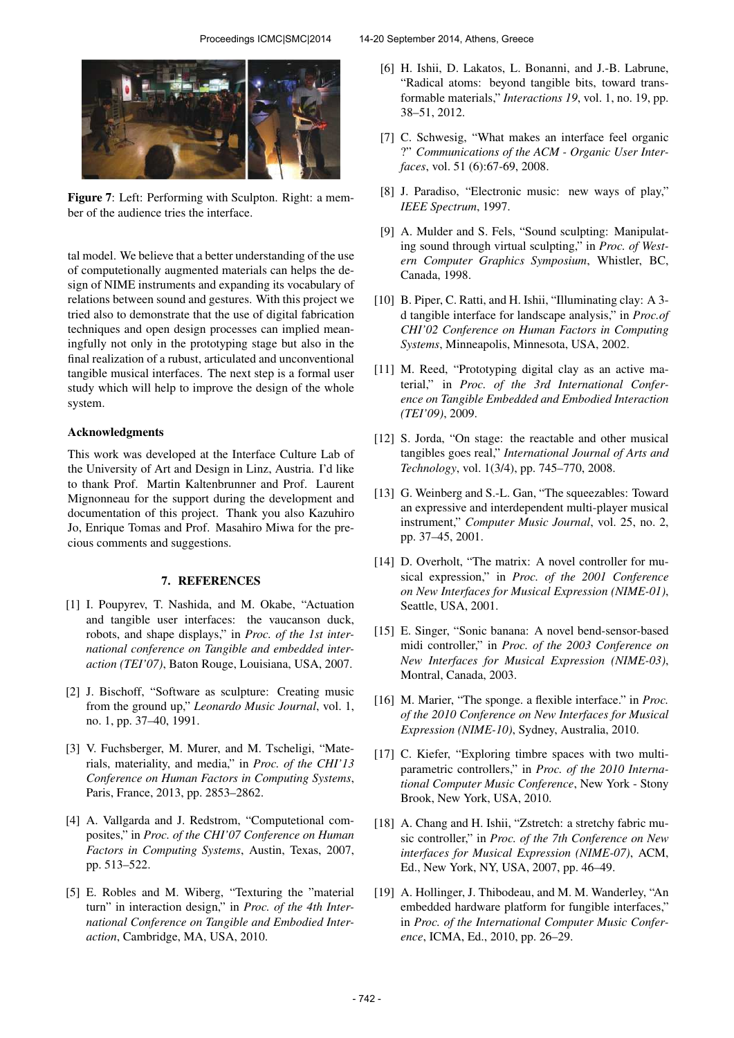Figure 7: Left: Performing with Sculpton. Right: a member of the audience tries the interface.

tal model. We believe that a better understanding of the use of computetionally augmented materials can helps the design of NIME instruments and expanding its vocabulary of relations between sound and gestures. With this project we tried also to demonstrate that the use of digital fabrication techniques and open design processes can implied meaningfully not only in the prototyping stage but also in the final realization of a rubust, articulated and unconventional tangible musical interfaces. The next step is a formal user study which will help to improve the design of the whole system.

### Acknowledgments

This work was developed at the Interface Culture Lab of the University of Art and Design in Linz, Austria. I'd like to thank Prof. Martin Kaltenbrunner and Prof. Laurent Mignonneau for the support during the development and documentation of this project. Thank you also Kazuhiro Jo, Enrique Tomas and Prof. Masahiro Miwa for the precious comments and suggestions.

## 7. REFERENCES

[1] I. Poupyrev, T. Nashida, and M. Okabe, "Actuation and tangible user interfaces: the vaucanson duck, robots, and shape displays," in *Proc. of the 1st international conference on Tangible and embedded interaction (TEI'07)*, Baton Rouge, Louisiana, USA, 2007.

[2] J. Bischoff, "Software as sculpture: Creating music from the ground up," *Leonardo Music Journal*, vol. 1, no. 1, pp. 37–40, 1991.

[3] V. Fuchsberger, M. Murer, and M. Tscheligi, "Materials, materiality, and media," in *Proc. of the CHI'13 Conference on Human Factors in Computing Systems*, Paris, France, 2013, pp. 2853–2862.

[4] A. Vallgarda and J. Redstrom, "Computetional composites," in *Proc. of the CHI'07 Conference on Human Factors in Computing Systems*, Austin, Texas, 2007, pp. 513–522.

[5] E. Robles and M. Wiberg, "Texturing the "material turn" in interaction design," in *Proc. of the 4th International Conference on Tangible and Embodied Interaction*, Cambridge, MA, USA, 2010.

[6] H. Ishii, D. Lakatos, L. Bonanni, and J.-B. Labrune, "Radical atoms: beyond tangible bits, toward transformable materials," *Interactions 19*, vol. 1, no. 19, pp. 38–51, 2012.

[7] C. Schwesig, "What makes an interface feel organic ?" *Communications of the ACM - Organic User Interfaces*, vol. 51 (6):67-69, 2008.

[8] J. Paradiso, "Electronic music: new ways of play," *IEEE Spectrum*, 1997.

[9] A. Mulder and S. Fels, "Sound sculpting: Manipulating sound through virtual sculpting," in *Proc. of Western Computer Graphics Symposium*, Whistler, BC, Canada, 1998.

[10] B. Piper, C. Ratti, and H. Ishii, "Illuminating clay: A 3-d tangible interface for landscape analysis," in *Proc.of CHI'02 Conference on Human Factors in Computing Systems*, Minneapolis, Minnesota, USA, 2002.

[11] M. Reed, "Prototyping digital clay as an active material," in *Proc. of the 3rd International Conference on Tangible Embedded and Embodied Interaction (TEI'09)*, 2009.

[12] S. Jorda, "On stage: the reactable and other musical tangibles goes real," *International Journal of Arts and Technology*, vol. 1(3/4), pp. 745–770, 2008.

[13] G. Weinberg and S.-L. Gan, "The squeezables: Toward an expressive and interdependent multi-player musical instrument," *Computer Music Journal*, vol. 25, no. 2, pp. 37–45, 2001.

[14] D. Overholt, "The matrix: A novel controller for musical expression," in *Proc. of the 2001 Conference on New Interfaces for Musical Expression (NIME-01)*, Seattle, USA, 2001.

[15] E. Singer, "Sonic banana: A novel bend-sensor-based midi controller," in *Proc. of the 2003 Conference on New Interfaces for Musical Expression (NIME-03)*, Montral, Canada, 2003.

[16] M. Marier, "The sponge. a flexible interface." in *Proc. of the 2010 Conference on New Interfaces for Musical Expression (NIME-10)*, Sydney, Australia, 2010.

[17] C. Kiefer, "Exploring timbre spaces with two multiparametric controllers," in *Proc. of the 2010 International Computer Music Conference*, New York - Stony Brook, New York, USA, 2010.

[18] A. Chang and H. Ishii, "Zstretch: a stretchy fabric music controller," in *Proc. of the 7th Conference on New interfaces for Musical Expression (NIME-07)*, ACM, Ed., New York, NY, USA, 2007, pp. 46–49.

[19] A. Hollinger, J. Thibodeau, and M. M. Wanderley, "An embedded hardware platform for fungible interfaces," in *Proc. of the International Computer Music Conference*, ICMA, Ed., 2010, pp. 26–29.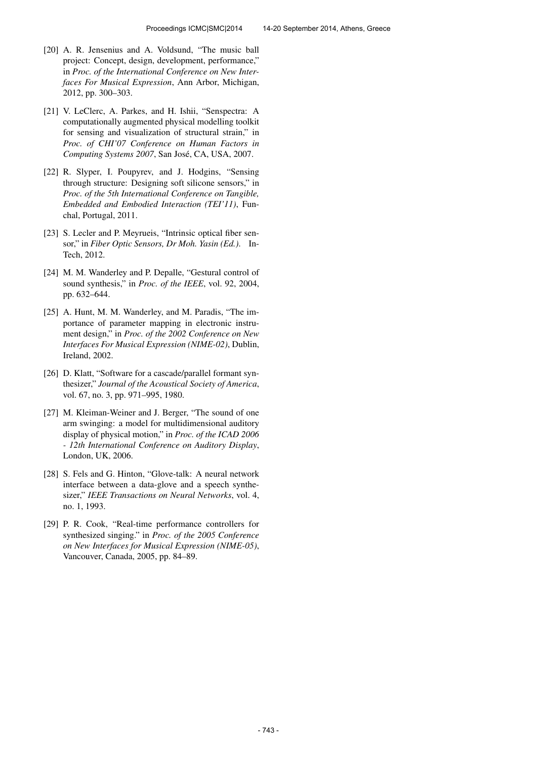[20] A. R. Jensenius and A. Voldsund, "The music ball project: Concept, design, development, performance," in *Proc. of the International Conference on New Interfaces For Musical Expression*, Ann Arbor, Michigan, 2012, pp. 300–303.

[21] V. LeClerc, A. Parkes, and H. Ishii, "Senspectra: A computationally augmented physical modelling toolkit for sensing and visualization of structural strain," in *Proc. of CHI'07 Conference on Human Factors in Computing Systems 2007*, San José, CA, USA, 2007.

[22] R. Slyper, I. Poupyrev, and J. Hodgins, "Sensing through structure: Designing soft silicone sensors," in *Proc. of the 5th International Conference on Tangible, Embedded and Embodied Interaction (TEI'11)*, Funchal, Portugal, 2011.

[23] S. Lecler and P. Meyrueis, "Intrinsic optical fiber sensor," in *Fiber Optic Sensors, Dr Moh. Yasin (Ed.)*. In-Tech, 2012.

[24] M. M. Wanderley and P. Depalle, "Gestural control of sound synthesis," in *Proc. of the IEEE*, vol. 92, 2004, pp. 632–644.

[25] A. Hunt, M. M. Wanderley, and M. Paradis, "The importance of parameter mapping in electronic instrument design," in *Proc. of the 2002 Conference on New Interfaces For Musical Expression (NIME-02)*, Dublin, Ireland, 2002.

[26] D. Klatt, "Software for a cascade/parallel formant synthesizer," *Journal of the Acoustical Society of America*, vol. 67, no. 3, pp. 971–995, 1980.

[27] M. Kleiman-Weiner and J. Berger, "The sound of one arm swinging: a model for multidimensional auditory display of physical motion," in *Proc. of the ICAD 2006 - 12th International Conference on Auditory Display*, London, UK, 2006.

[28] S. Fels and G. Hinton, "Glove-talk: A neural network interface between a data-glove and a speech synthesizer," *IEEE Transactions on Neural Networks*, vol. 4, no. 1, 1993.

[29] P. R. Cook, "Real-time performance controllers for synthesized singing." in *Proc. of the 2005 Conference on New Interfaces for Musical Expression (NIME-05)*, Vancouver, Canada, 2005, pp. 84–89.